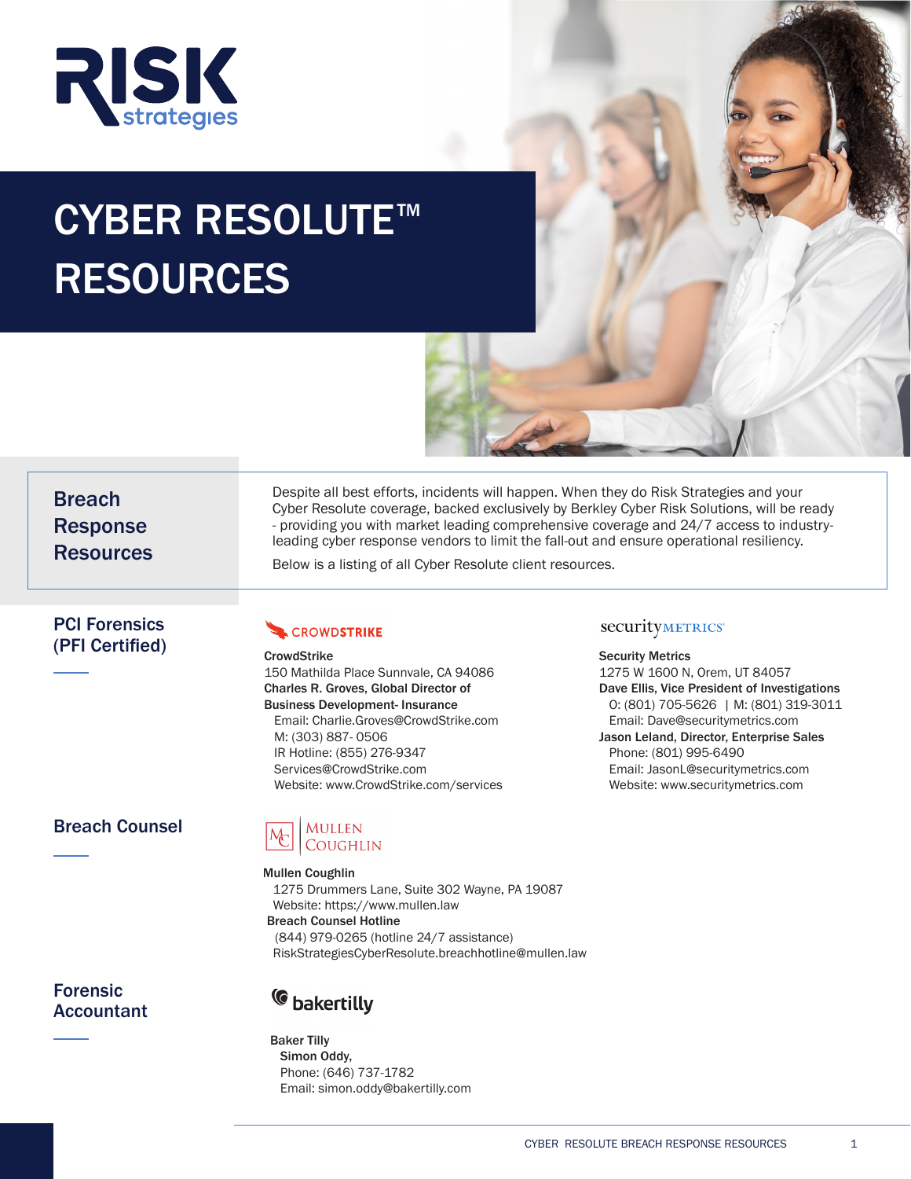# CYBER RESOLUTE™ RESOURCES

## Breach Response Resources

Despite all best efforts, incidents will happen. When they do Risk Strategies and your Cyber Resolute coverage, backed exclusively by Berkley Cyber Risk Solutions, will be ready - providing you with market leading comprehensive coverage and 24/7 access to industry-leading cyber response vendors to limit the fall-out and ensure operational resiliency.

Below is a listing of all Cyber Resolute client resources.

## PCI Forensics (PFI Certified)

**CrowdStrike**
150 Mathilda Place Sunnvale, CA 94086
**Charles R. Groves, Global Director of Business Development- Insurance**
Email: Charlie.Groves@CrowdStrike.com
M: (303) 887- 0506
IR Hotline: (855) 276-9347
Services@CrowdStrike.com
Website: www.CrowdStrike.com/services

**Security Metrics**
1275 W 1600 N, Orem, UT 84057
**Dave Ellis, Vice President of Investigations**
O: (801) 705-5626 | M: (801) 319-3011
Email: Dave@securitymetrics.com
**Jason Leland, Director, Enterprise Sales**
Phone: (801) 995-6490
Email: JasonL@securitymetrics.com
Website: www.securitymetrics.com

## Breach Counsel

**Mullen Coughlin**
1275 Drummers Lane, Suite 302 Wayne, PA 19087
Website: https://www.mullen.law
**Breach Counsel Hotline**
(844) 979-0265 (hotline 24/7 assistance)
RiskStrategiesCyberResolute.breachhotline@mullen.law

## Forensic Accountant

**Baker Tilly**
**Simon Oddy,**
Phone: (646) 737-1782
Email: simon.oddy@bakertilly.com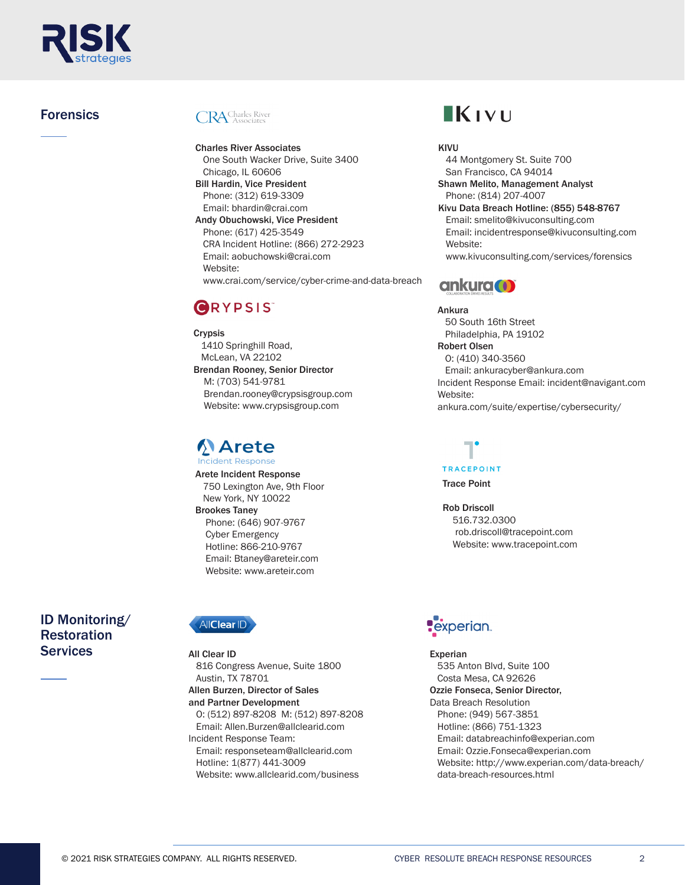## Forensics

**Charles River Associates**
One South Wacker Drive, Suite 3400
Chicago, IL 60606
**Bill Hardin, Vice President**
Phone: (312) 619-3309
Email: bhardin@crai.com
**Andy Obuchowski, Vice President**
Phone: (617) 425-3549
CRA Incident Hotline: (866) 272-2923
Email: aobuchowski@crai.com
Website:
www.crai.com/service/cyber-crime-and-data-breach

**KIVU**
44 Montgomery St. Suite 700
San Francisco, CA 94014
**Shawn Melito, Management Analyst**
Phone: (814) 207-4007
**Kivu Data Breach Hotline: (855) 548-8767**
Email: smelito@kivuconsulting.com
Email: incidentresponse@kivuconsulting.com
Website:
www.kivuconsulting.com/services/forensics

**Crypsis**
1410 Springhill Road,
McLean, VA 22102
**Brendan Rooney, Senior Director**
M: (703) 541-9781
Brendan.rooney@crypsisgroup.com
Website: www.crypsisgroup.com

**Ankura**
50 South 16th Street
Philadelphia, PA 19102
**Robert Olsen**
O: (410) 340-3560
Email: ankuracyber@ankura.com
Incident Response Email: incident@navigant.com
Website:
ankura.com/suite/expertise/cybersecurity/

**Arete Incident Response**
750 Lexington Ave, 9th Floor
New York, NY 10022
**Brookes Taney**
Phone: (646) 907-9767
Cyber Emergency
Hotline: 866-210-9767
Email: Btaney@areteir.com
Website: www.areteir.com

**Trace Point**

**Rob Driscoll**
516.732.0300
rob.driscoll@tracepoint.com
Website: www.tracepoint.com

## ID Monitoring/ Restoration Services

**All Clear ID**
816 Congress Avenue, Suite 1800
Austin, TX 78701
**Allen Burzen, Director of Sales and Partner Development**
O: (512) 897-8208 M: (512) 897-8208
Email: Allen.Burzen@allclearid.com
Incident Response Team:
Email: responseteam@allclearid.com
Hotline: 1(877) 441-3009
Website: www.allclearid.com/business

**Experian**
535 Anton Blvd, Suite 100
Costa Mesa, CA 92626
**Ozzie Fonseca, Senior Director,**
Data Breach Resolution
Phone: (949) 567-3851
Hotline: (866) 751-1323
Email: databreachinfo@experian.com
Email: Ozzie.Fonseca@experian.com
Website: http://www.experian.com/data-breach/data-breach-resources.html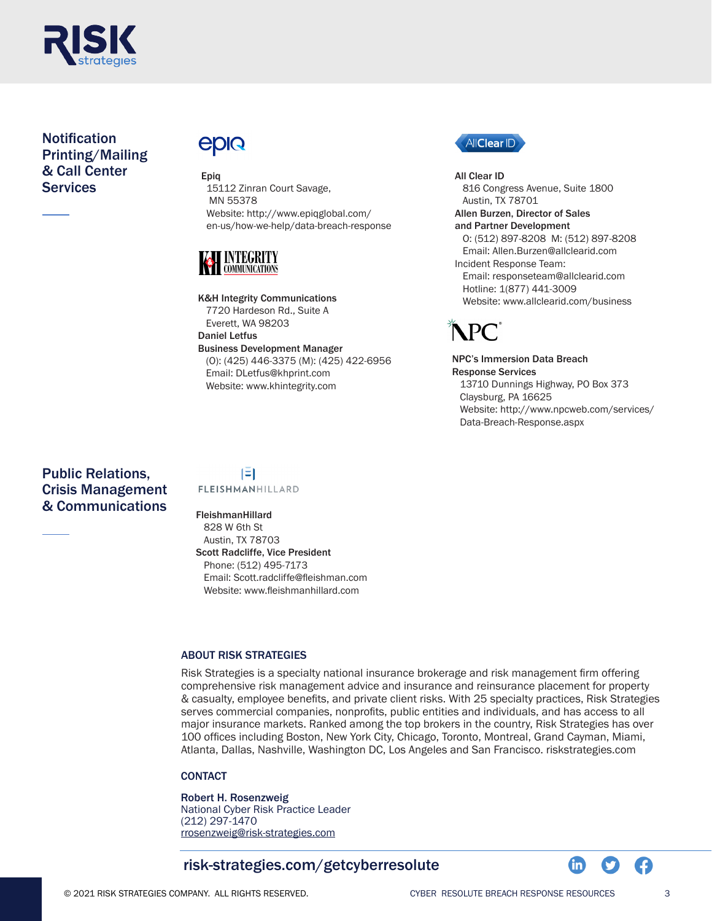## Notification Printing/Mailing & Call Center Services

**Epiq**
15112 Zinran Court Savage, MN 55378
Website: http://www.epiqglobal.com/en-us/how-we-help/data-breach-response

**K&H Integrity Communications**
7720 Hardeson Rd., Suite A
Everett, WA 98203
**Daniel Letfus**
**Business Development Manager**
(O): (425) 446-3375 (M): (425) 422-6956
Email: DLetfus@khprint.com
Website: www.khintegrity.com

**All Clear ID**
816 Congress Avenue, Suite 1800
Austin, TX 78701
**Allen Burzen, Director of Sales and Partner Development**
O: (512) 897-8208 M: (512) 897-8208
Email: Allen.Burzen@allclearid.com
Incident Response Team:
Email: responseteam@allclearid.com
Hotline: 1(877) 441-3009
Website: www.allclearid.com/business

**NPC's Immersion Data Breach Response Services**
13710 Dunnings Highway, PO Box 373
Claysburg, PA 16625
Website: http://www.npcweb.com/services/Data-Breach-Response.aspx

## Public Relations, Crisis Management & Communications

**FleishmanHillard**
828 W 6th St
Austin, TX 78703
**Scott Radcliffe, Vice President**
Phone: (512) 495-7173
Email: Scott.radcliffe@fleishman.com
Website: www.fleishmanhillard.com

### ABOUT RISK STRATEGIES

Risk Strategies is a specialty national insurance brokerage and risk management firm offering comprehensive risk management advice and insurance and reinsurance placement for property & casualty, employee benefits, and private client risks. With 25 specialty practices, Risk Strategies serves commercial companies, nonprofits, public entities and individuals, and has access to all major insurance markets. Ranked among the top brokers in the country, Risk Strategies has over 100 offices including Boston, New York City, Chicago, Toronto, Montreal, Grand Cayman, Miami, Atlanta, Dallas, Nashville, Washington DC, Los Angeles and San Francisco. riskstrategies.com

### CONTACT

**Robert H. Rosenzweig**
National Cyber Risk Practice Leader
(212) 297-1470
rrosenzweig@risk-strategies.com

risk-strategies.com/getcyberresolute

© 2021 RISK STRATEGIES COMPANY. ALL RIGHTS RESERVED.